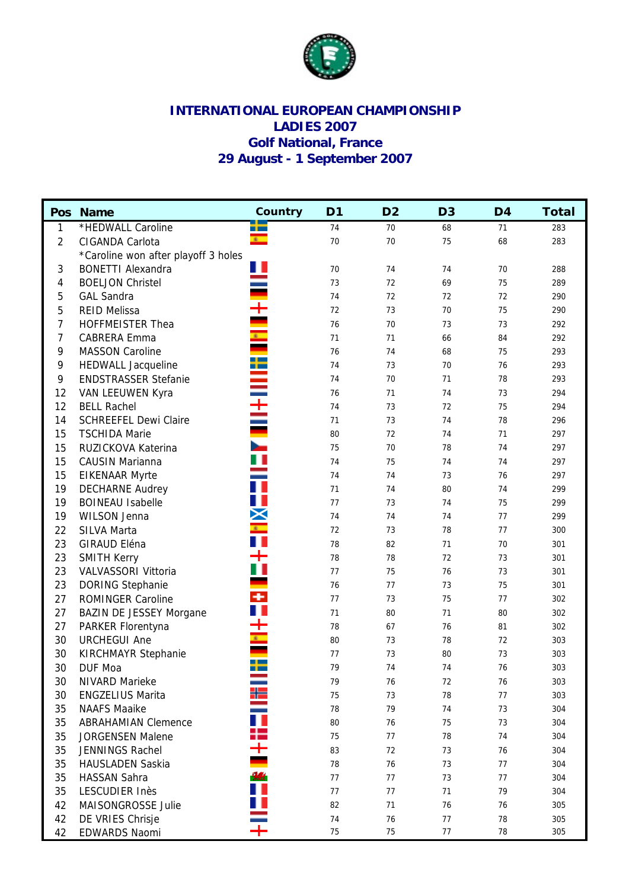# INTERNATIONAL EUROPEAN CHAMPIONSHIP
## LADIES 2007
## Golf National, France
## 29 August - 1 September 2007

| Pos | Name | Country | D1 | D2 | D3 | D4 | Total |
|---|---|---|---|---|---|---|---|
| 1 | *HEDWALL Caroline | | 74 | 70 | 68 | 71 | 283 |
| 2 | CIGANDA Carlota | | 70 | 70 | 75 | 68 | 283 |
| | *Caroline won after playoff 3 holes | | | | | | |
| 3 | BONETTI Alexandra | | 70 | 74 | 74 | 70 | 288 |
| 4 | BOELJON Christel | | 73 | 72 | 69 | 75 | 289 |
| 5 | GAL Sandra | | 74 | 72 | 72 | 72 | 290 |
| 5 | REID Melissa | | 72 | 73 | 70 | 75 | 290 |
| 7 | HOFFMEISTER Thea | | 76 | 70 | 73 | 73 | 292 |
| 7 | CABRERA Emma | | 71 | 71 | 66 | 84 | 292 |
| 9 | MASSON Caroline | | 76 | 74 | 68 | 75 | 293 |
| 9 | HEDWALL Jacqueline | | 74 | 73 | 70 | 76 | 293 |
| 9 | ENDSTRASSER Stefanie | | 74 | 70 | 71 | 78 | 293 |
| 12 | VAN LEEUWEN Kyra | | 76 | 71 | 74 | 73 | 294 |
| 12 | BELL Rachel | | 74 | 73 | 72 | 75 | 294 |
| 14 | SCHREEFEL Dewi Claire | | 71 | 73 | 74 | 78 | 296 |
| 15 | TSCHIDA Marie | | 80 | 72 | 74 | 71 | 297 |
| 15 | RUZICKOVA Katerina | | 75 | 70 | 78 | 74 | 297 |
| 15 | CAUSIN Marianna | | 74 | 75 | 74 | 74 | 297 |
| 15 | EIKENAAR Myrte | | 74 | 74 | 73 | 76 | 297 |
| 19 | DECHARNE Audrey | | 71 | 74 | 80 | 74 | 299 |
| 19 | BOINEAU Isabelle | | 77 | 73 | 74 | 75 | 299 |
| 19 | WILSON Jenna | | 74 | 74 | 74 | 77 | 299 |
| 22 | SILVA Marta | | 72 | 73 | 78 | 77 | 300 |
| 23 | GIRAUD Eléna | | 78 | 82 | 71 | 70 | 301 |
| 23 | SMITH Kerry | | 78 | 78 | 72 | 73 | 301 |
| 23 | VALVASSORI Vittoria | | 77 | 75 | 76 | 73 | 301 |
| 23 | DORING Stephanie | | 76 | 77 | 73 | 75 | 301 |
| 27 | ROMINGER Caroline | | 77 | 73 | 75 | 77 | 302 |
| 27 | BAZIN DE JESSEY Morgane | | 71 | 80 | 71 | 80 | 302 |
| 27 | PARKER Florentyna | | 78 | 67 | 76 | 81 | 302 |
| 30 | URCHEGUI Ane | | 80 | 73 | 78 | 72 | 303 |
| 30 | KIRCHMAYR Stephanie | | 77 | 73 | 80 | 73 | 303 |
| 30 | DUF Moa | | 79 | 74 | 74 | 76 | 303 |
| 30 | NIVARD Marieke | | 79 | 76 | 72 | 76 | 303 |
| 30 | ENGZELIUS Marita | | 75 | 73 | 78 | 77 | 303 |
| 35 | NAAFS Maaike | | 78 | 79 | 74 | 73 | 304 |
| 35 | ABRAHAMIAN Clemence | | 80 | 76 | 75 | 73 | 304 |
| 35 | JORGENSEN Malene | | 75 | 77 | 78 | 74 | 304 |
| 35 | JENNINGS Rachel | | 83 | 72 | 73 | 76 | 304 |
| 35 | HAUSLADEN Saskia | | 78 | 76 | 73 | 77 | 304 |
| 35 | HASSAN Sahra | | 77 | 77 | 73 | 77 | 304 |
| 35 | LESCUDIER Inès | | 77 | 77 | 71 | 79 | 304 |
| 42 | MAISONGROSSE Julie | | 82 | 71 | 76 | 76 | 305 |
| 42 | DE VRIES Chrisje | | 74 | 76 | 77 | 78 | 305 |
| 42 | EDWARDS Naomi | | 75 | 75 | 77 | 78 | 305 |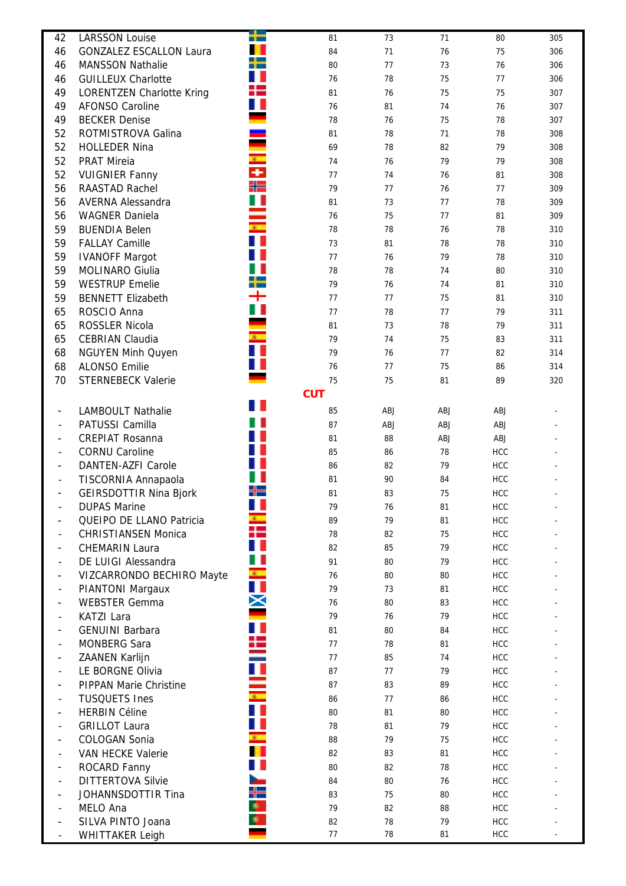| Pos | Name | Country | R1 | R2 | R3 | R4 | Total |
|---|---|---|---|---|---|---|---|
| 42 | LARSSON Louise | | 81 | 73 | 71 | 80 | 305 |
| 46 | GONZALEZ ESCALLON Laura | | 84 | 71 | 76 | 75 | 306 |
| 46 | MANSSON Nathalie | | 80 | 77 | 73 | 76 | 306 |
| 46 | GUILLEUX Charlotte | | 76 | 78 | 75 | 77 | 306 |
| 49 | LORENTZEN Charlotte Kring | | 81 | 76 | 75 | 75 | 307 |
| 49 | AFONSO Caroline | | 76 | 81 | 74 | 76 | 307 |
| 49 | BECKER Denise | | 78 | 76 | 75 | 78 | 307 |
| 52 | ROTMISTROVA Galina | | 81 | 78 | 71 | 78 | 308 |
| 52 | HOLLEDER Nina | | 69 | 78 | 82 | 79 | 308 |
| 52 | PRAT Mireia | | 74 | 76 | 79 | 79 | 308 |
| 52 | VUIGNIER Fanny | | 77 | 74 | 76 | 81 | 308 |
| 56 | RAASTAD Rachel | | 79 | 77 | 76 | 77 | 309 |
| 56 | AVERNA Alessandra | | 81 | 73 | 77 | 78 | 309 |
| 56 | WAGNER Daniela | | 76 | 75 | 77 | 81 | 309 |
| 59 | BUENDIA Belen | | 78 | 78 | 76 | 78 | 310 |
| 59 | FALLAY Camille | | 73 | 81 | 78 | 78 | 310 |
| 59 | IVANOFF Margot | | 77 | 76 | 79 | 78 | 310 |
| 59 | MOLINARO Giulia | | 78 | 78 | 74 | 80 | 310 |
| 59 | WESTRUP Emelie | | 79 | 76 | 74 | 81 | 310 |
| 59 | BENNETT Elizabeth | | 77 | 77 | 75 | 81 | 310 |
| 65 | ROSCIO Anna | | 77 | 78 | 77 | 79 | 311 |
| 65 | ROSSLER Nicola | | 81 | 73 | 78 | 79 | 311 |
| 65 | CEBRIAN Claudia | | 79 | 74 | 75 | 83 | 311 |
| 68 | NGUYEN Minh Quyen | | 79 | 76 | 77 | 82 | 314 |
| 68 | ALONSO Emilie | | 76 | 77 | 75 | 86 | 314 |
| 70 | STERNEBECK Valerie | | 75 | 75 | 81 | 89 | 320 |
| | **CUT** | | | | | | |
| - | LAMBOULT Nathalie | | 85 | ABJ | ABJ | ABJ | - |
| - | PATUSSI Camilla | | 87 | ABJ | ABJ | ABJ | - |
| - | CREPIAT Rosanna | | 81 | 88 | ABJ | ABJ | - |
| - | CORNU Caroline | | 85 | 86 | 78 | HCC | - |
| - | DANTEN-AZFI Carole | | 86 | 82 | 79 | HCC | - |
| - | TISCORNIA Annapaola | | 81 | 90 | 84 | HCC | - |
| - | GEIRSDOTTIR Nina Bjork | | 81 | 83 | 75 | HCC | - |
| - | DUPAS Marine | | 79 | 76 | 81 | HCC | - |
| - | QUEIPO DE LLANO Patricia | | 89 | 79 | 81 | HCC | - |
| - | CHRISTIANSEN Monica | | 78 | 82 | 75 | HCC | - |
| - | CHEMARIN Laura | | 82 | 85 | 79 | HCC | - |
| - | DE LUIGI Alessandra | | 91 | 80 | 79 | HCC | - |
| - | VIZCARRONDO BECHIRO Mayte | | 76 | 80 | 80 | HCC | - |
| - | PIANTONI Margaux | | 79 | 73 | 81 | HCC | - |
| - | WEBSTER Gemma | | 76 | 80 | 83 | HCC | - |
| - | KATZI Lara | | 79 | 76 | 79 | HCC | - |
| - | GENUINI Barbara | | 81 | 80 | 84 | HCC | - |
| - | MONBERG Sara | | 77 | 78 | 81 | HCC | - |
| - | ZAANEN Karlijn | | 77 | 85 | 74 | HCC | - |
| - | LE BORGNE Olivia | | 87 | 77 | 79 | HCC | - |
| - | PIPPAN Marie Christine | | 87 | 83 | 89 | HCC | - |
| - | TUSQUETS Ines | | 86 | 77 | 86 | HCC | - |
| - | HERBIN Céline | | 80 | 81 | 80 | HCC | - |
| - | GRILLOT Laura | | 78 | 81 | 79 | HCC | - |
| - | COLOGAN Sonia | | 88 | 79 | 75 | HCC | - |
| - | VAN HECKE Valerie | | 82 | 83 | 81 | HCC | - |
| - | ROCARD Fanny | | 80 | 82 | 78 | HCC | - |
| - | DITTERTOVA Silvie | | 84 | 80 | 76 | HCC | - |
| - | JOHANNSDOTTIR Tina | | 83 | 75 | 80 | HCC | - |
| - | MELO Ana | | 79 | 82 | 88 | HCC | - |
| - | SILVA PINTO Joana | | 82 | 78 | 79 | HCC | - |
| - | WHITTAKER Leigh | | 77 | 78 | 81 | HCC | - |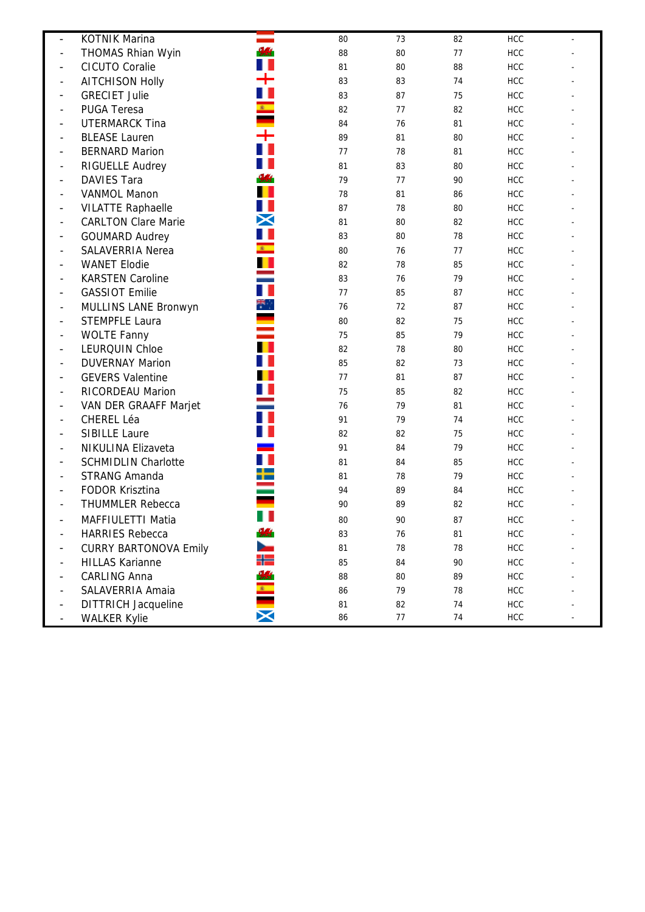| | | | | | | | |
|---|---|---|---|---|---|---|---|
| - | KOTNIK Marina | | 80 | 73 | 82 | HCC | - |
| - | THOMAS Rhian Wyin | | 88 | 80 | 77 | HCC | - |
| - | CICUTO Coralie | | 81 | 80 | 88 | HCC | - |
| - | AITCHISON Holly | | 83 | 83 | 74 | HCC | - |
| - | GRECIET Julie | | 83 | 87 | 75 | HCC | - |
| - | PUGA Teresa | | 82 | 77 | 82 | HCC | - |
| - | UTERMARCK Tina | | 84 | 76 | 81 | HCC | - |
| - | BLEASE Lauren | | 89 | 81 | 80 | HCC | - |
| - | BERNARD Marion | | 77 | 78 | 81 | HCC | - |
| - | RIGUELLE Audrey | | 81 | 83 | 80 | HCC | - |
| - | DAVIES Tara | | 79 | 77 | 90 | HCC | - |
| - | VANMOL Manon | | 78 | 81 | 86 | HCC | - |
| - | VILATTE Raphaelle | | 87 | 78 | 80 | HCC | - |
| - | CARLTON Clare Marie | | 81 | 80 | 82 | HCC | - |
| - | GOUMARD Audrey | | 83 | 80 | 78 | HCC | - |
| - | SALAVERRIA Nerea | | 80 | 76 | 77 | HCC | - |
| - | WANET Elodie | | 82 | 78 | 85 | HCC | - |
| - | KARSTEN Caroline | | 83 | 76 | 79 | HCC | - |
| - | GASSIOT Emilie | | 77 | 85 | 87 | HCC | - |
| - | MULLINS LANE Bronwyn | | 76 | 72 | 87 | HCC | - |
| - | STEMPFLE Laura | | 80 | 82 | 75 | HCC | - |
| - | WOLTE Fanny | | 75 | 85 | 79 | HCC | - |
| - | LEURQUIN Chloe | | 82 | 78 | 80 | HCC | - |
| - | DUVERNAY Marion | | 85 | 82 | 73 | HCC | - |
| - | GEVERS Valentine | | 77 | 81 | 87 | HCC | - |
| - | RICORDEAU Marion | | 75 | 85 | 82 | HCC | - |
| - | VAN DER GRAAFF Marjet | | 76 | 79 | 81 | HCC | - |
| - | CHEREL Léa | | 91 | 79 | 74 | HCC | - |
| - | SIBILLE Laure | | 82 | 82 | 75 | HCC | - |
| - | NIKULINA Elizaveta | | 91 | 84 | 79 | HCC | - |
| - | SCHMIDLIN Charlotte | | 81 | 84 | 85 | HCC | - |
| - | STRANG Amanda | | 81 | 78 | 79 | HCC | - |
| - | FODOR Krisztina | | 94 | 89 | 84 | HCC | - |
| - | THUMMLER Rebecca | | 90 | 89 | 82 | HCC | - |
| - | MAFFIULETTI Matia | | 80 | 90 | 87 | HCC | - |
| - | HARRIES Rebecca | | 83 | 76 | 81 | HCC | - |
| - | CURRY BARTONOVA Emily | | 81 | 78 | 78 | HCC | - |
| - | HILLAS Karianne | | 85 | 84 | 90 | HCC | - |
| - | CARLING Anna | | 88 | 80 | 89 | HCC | - |
| - | SALAVERRIA Amaia | | 86 | 79 | 78 | HCC | - |
| - | DITTRICH Jacqueline | | 81 | 82 | 74 | HCC | - |
| - | WALKER Kylie | | 86 | 77 | 74 | HCC | - |